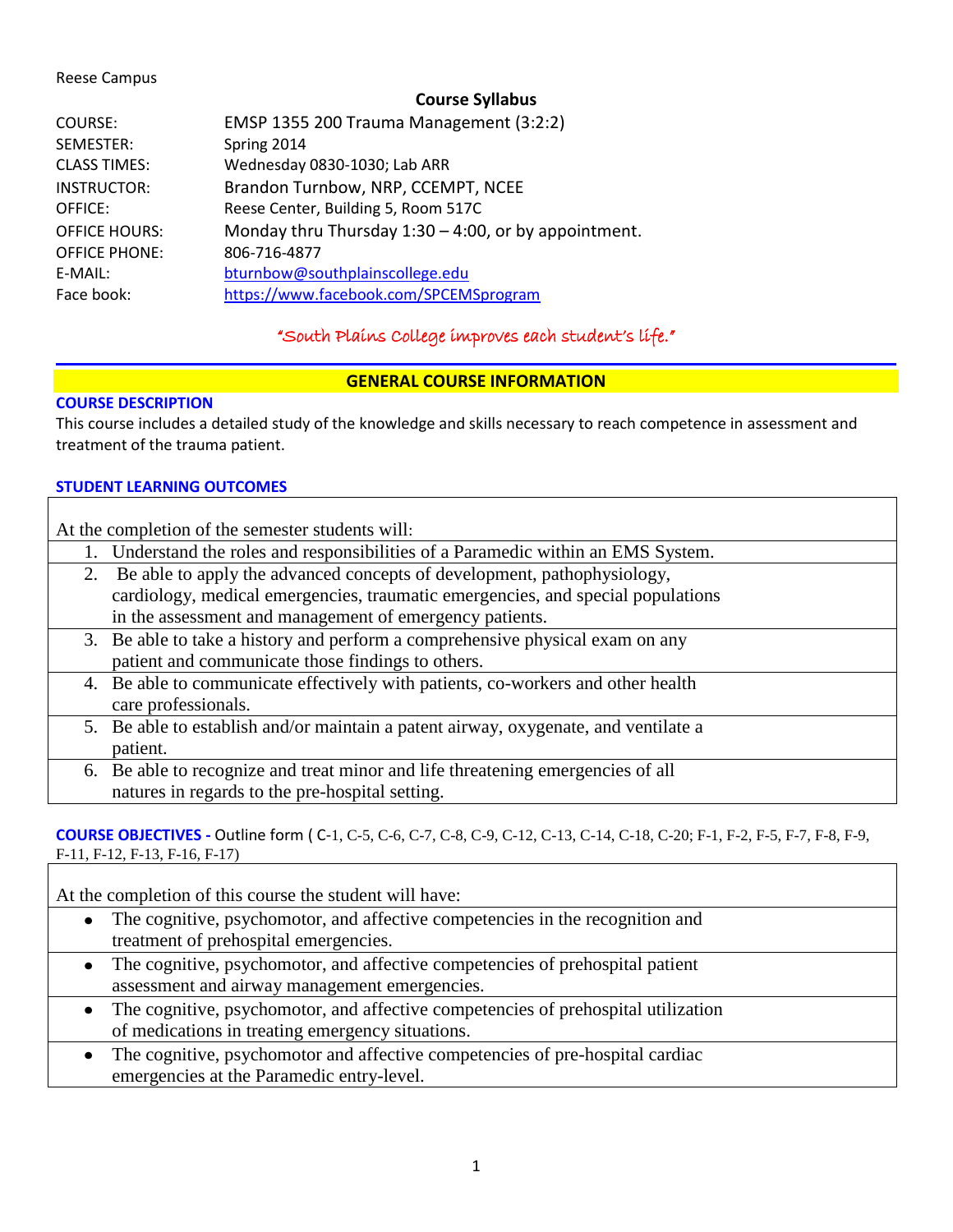Reese Campus

# Course Syllabus

| | |
|---|---|
| COURSE: | EMSP 1355 200 Trauma Management (3:2:2) |
| SEMESTER: | Spring 2014 |
| CLASS TIMES: | Wednesday 0830-1030; Lab ARR |
| INSTRUCTOR: | Brandon Turnbow, NRP, CCEMPT, NCEE |
| OFFICE: | Reese Center, Building 5, Room 517C |
| OFFICE HOURS: | Monday thru Thursday 1:30 – 4:00, or by appointment. |
| OFFICE PHONE: | 806-716-4877 |
| E-MAIL: | bturnbow@southplainscollege.edu |
| Face book: | https://www.facebook.com/SPCEMSprogram |

*"South Plains College improves each student's life."*

## GENERAL COURSE INFORMATION

### COURSE DESCRIPTION

This course includes a detailed study of the knowledge and skills necessary to reach competence in assessment and treatment of the trauma patient.

### STUDENT LEARNING OUTCOMES

At the completion of the semester students will:

1. Understand the roles and responsibilities of a Paramedic within an EMS System.
2. Be able to apply the advanced concepts of development, pathophysiology, cardiology, medical emergencies, traumatic emergencies, and special populations in the assessment and management of emergency patients.
3. Be able to take a history and perform a comprehensive physical exam on any patient and communicate those findings to others.
4. Be able to communicate effectively with patients, co-workers and other health care professionals.
5. Be able to establish and/or maintain a patent airway, oxygenate, and ventilate a patient.
6. Be able to recognize and treat minor and life threatening emergencies of all natures in regards to the pre-hospital setting.

### COURSE OBJECTIVES - Outline form ( C-1, C-5, C-6, C-7, C-8, C-9, C-12, C-13, C-14, C-18, C-20; F-1, F-2, F-5, F-7, F-8, F-9, F-11, F-12, F-13, F-16, F-17)

At the completion of this course the student will have:

- The cognitive, psychomotor, and affective competencies in the recognition and treatment of prehospital emergencies.
- The cognitive, psychomotor, and affective competencies of prehospital patient assessment and airway management emergencies.
- The cognitive, psychomotor, and affective competencies of prehospital utilization of medications in treating emergency situations.
- The cognitive, psychomotor and affective competencies of pre-hospital cardiac emergencies at the Paramedic entry-level.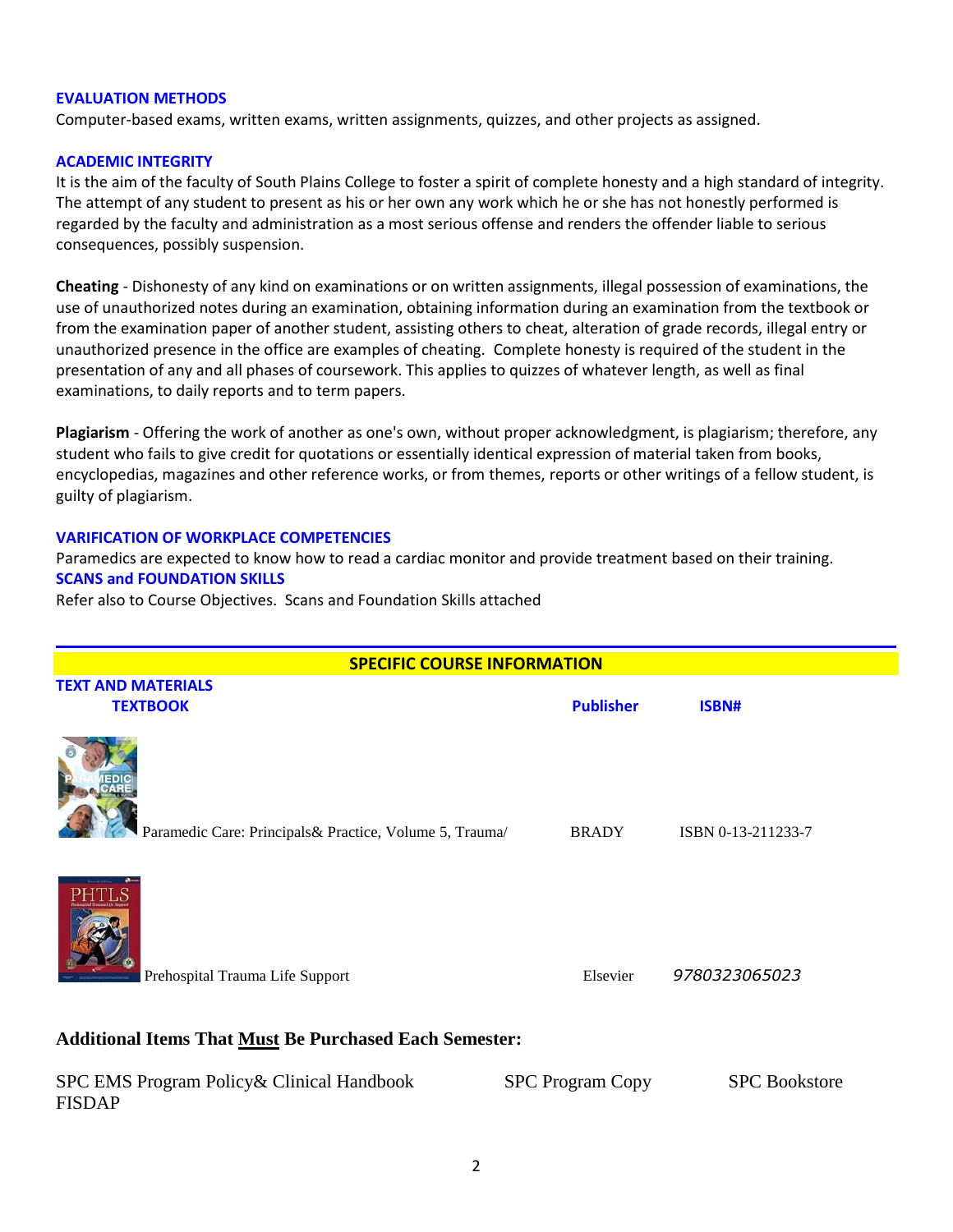### EVALUATION METHODS

Computer-based exams, written exams, written assignments, quizzes, and other projects as assigned.

### ACADEMIC INTEGRITY

It is the aim of the faculty of South Plains College to foster a spirit of complete honesty and a high standard of integrity. The attempt of any student to present as his or her own any work which he or she has not honestly performed is regarded by the faculty and administration as a most serious offense and renders the offender liable to serious consequences, possibly suspension.

**Cheating** - Dishonesty of any kind on examinations or on written assignments, illegal possession of examinations, the use of unauthorized notes during an examination, obtaining information during an examination from the textbook or from the examination paper of another student, assisting others to cheat, alteration of grade records, illegal entry or unauthorized presence in the office are examples of cheating. Complete honesty is required of the student in the presentation of any and all phases of coursework. This applies to quizzes of whatever length, as well as final examinations, to daily reports and to term papers.

**Plagiarism** - Offering the work of another as one's own, without proper acknowledgment, is plagiarism; therefore, any student who fails to give credit for quotations or essentially identical expression of material taken from books, encyclopedias, magazines and other reference works, or from themes, reports or other writings of a fellow student, is guilty of plagiarism.

### VARIFICATION OF WORKPLACE COMPETENCIES

Paramedics are expected to know how to read a cardiac monitor and provide treatment based on their training.

### SCANS and FOUNDATION SKILLS

Refer also to Course Objectives. Scans and Foundation Skills attached

## SPECIFIC COURSE INFORMATION

### TEXT AND MATERIALS

| TEXTBOOK | Publisher | ISBN# |
|---|---|---|
| Paramedic Care: Principals& Practice, Volume 5, Trauma/ | BRADY | ISBN 0-13-211233-7 |
| Prehospital Trauma Life Support | Elsevier | *9780323065023* |

**Additional Items That <u>Must</u> Be Purchased Each Semester:**

| | | |
|---|---|---|
| SPC EMS Program Policy& Clinical Handbook | SPC Program Copy | SPC Bookstore |
| FISDAP | | |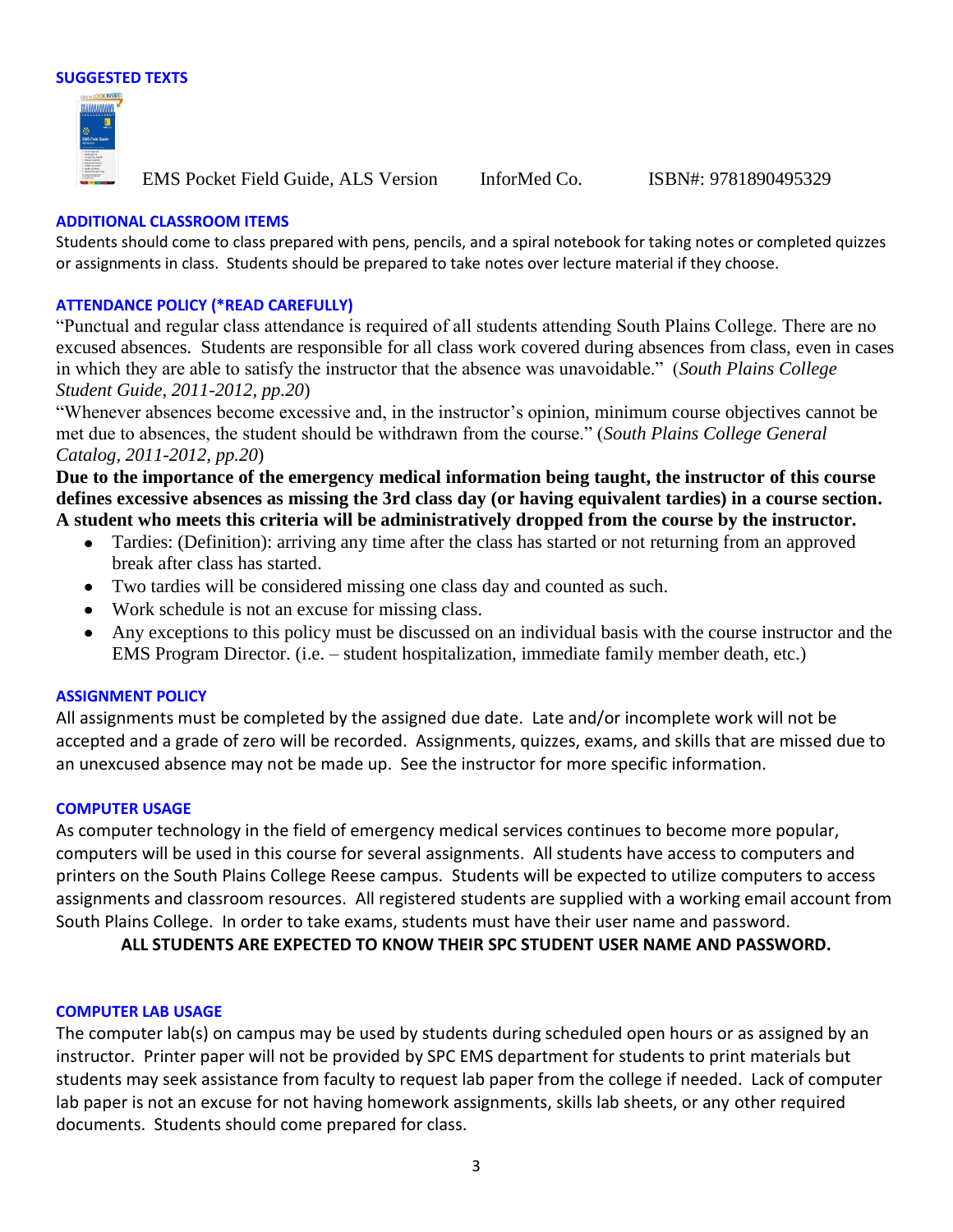### SUGGESTED TEXTS

EMS Pocket Field Guide, ALS Version InforMed Co. ISBN#: 9781890495329

### ADDITIONAL CLASSROOM ITEMS

Students should come to class prepared with pens, pencils, and a spiral notebook for taking notes or completed quizzes or assignments in class. Students should be prepared to take notes over lecture material if they choose.

### ATTENDANCE POLICY (*READ CAREFULLY)

"Punctual and regular class attendance is required of all students attending South Plains College. There are no excused absences. Students are responsible for all class work covered during absences from class, even in cases in which they are able to satisfy the instructor that the absence was unavoidable." (*South Plains College Student Guide, 2011-2012, pp.20*)

"Whenever absences become excessive and, in the instructor's opinion, minimum course objectives cannot be met due to absences, the student should be withdrawn from the course." (*South Plains College General Catalog, 2011-2012, pp.20*)

**Due to the importance of the emergency medical information being taught, the instructor of this course defines excessive absences as missing the 3rd class day (or having equivalent tardies) in a course section. A student who meets this criteria will be administratively dropped from the course by the instructor.**

- Tardies: (Definition): arriving any time after the class has started or not returning from an approved break after class has started.
- Two tardies will be considered missing one class day and counted as such.
- Work schedule is not an excuse for missing class.
- Any exceptions to this policy must be discussed on an individual basis with the course instructor and the EMS Program Director. (i.e. – student hospitalization, immediate family member death, etc.)

### ASSIGNMENT POLICY

All assignments must be completed by the assigned due date. Late and/or incomplete work will not be accepted and a grade of zero will be recorded. Assignments, quizzes, exams, and skills that are missed due to an unexcused absence may not be made up. See the instructor for more specific information.

### COMPUTER USAGE

As computer technology in the field of emergency medical services continues to become more popular, computers will be used in this course for several assignments. All students have access to computers and printers on the South Plains College Reese campus. Students will be expected to utilize computers to access assignments and classroom resources. All registered students are supplied with a working email account from South Plains College. In order to take exams, students must have their user name and password.

**ALL STUDENTS ARE EXPECTED TO KNOW THEIR SPC STUDENT USER NAME AND PASSWORD.**

### COMPUTER LAB USAGE

The computer lab(s) on campus may be used by students during scheduled open hours or as assigned by an instructor. Printer paper will not be provided by SPC EMS department for students to print materials but students may seek assistance from faculty to request lab paper from the college if needed. Lack of computer lab paper is not an excuse for not having homework assignments, skills lab sheets, or any other required documents. Students should come prepared for class.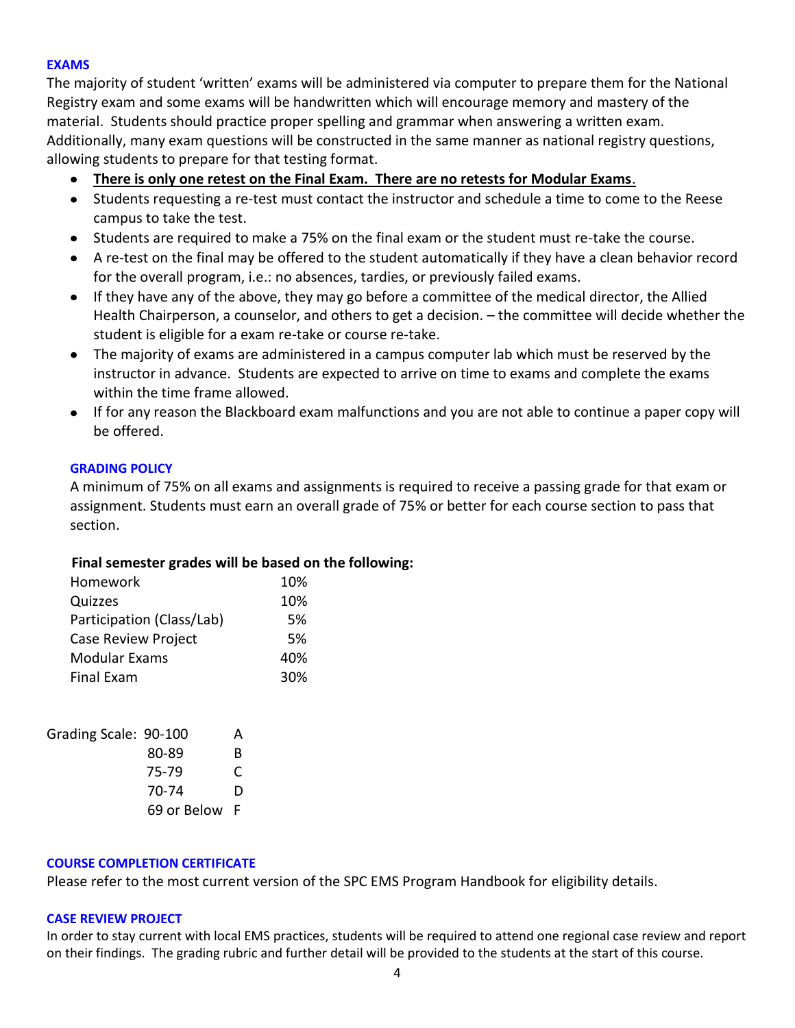### EXAMS

The majority of student 'written' exams will be administered via computer to prepare them for the National Registry exam and some exams will be handwritten which will encourage memory and mastery of the material. Students should practice proper spelling and grammar when answering a written exam. Additionally, many exam questions will be constructed in the same manner as national registry questions, allowing students to prepare for that testing format.

- **There is only one retest on the Final Exam. There are no retests for Modular Exams**.
- Students requesting a re-test must contact the instructor and schedule a time to come to the Reese campus to take the test.
- Students are required to make a 75% on the final exam or the student must re-take the course.
- A re-test on the final may be offered to the student automatically if they have a clean behavior record for the overall program, i.e.: no absences, tardies, or previously failed exams.
- If they have any of the above, they may go before a committee of the medical director, the Allied Health Chairperson, a counselor, and others to get a decision. – the committee will decide whether the student is eligible for a exam re-take or course re-take.
- The majority of exams are administered in a campus computer lab which must be reserved by the instructor in advance. Students are expected to arrive on time to exams and complete the exams within the time frame allowed.
- If for any reason the Blackboard exam malfunctions and you are not able to continue a paper copy will be offered.

### GRADING POLICY

A minimum of 75% on all exams and assignments is required to receive a passing grade for that exam or assignment. Students must earn an overall grade of 75% or better for each course section to pass that section.

**Final semester grades will be based on the following:**

| Component | Weight |
|---|---|
| Homework | 10% |
| Quizzes | 10% |
| Participation (Class/Lab) | 5% |
| Case Review Project | 5% |
| Modular Exams | 40% |
| Final Exam | 30% |

| Grading Scale: | |
|---|---|
| 90-100 | A |
| 80-89 | B |
| 75-79 | C |
| 70-74 | D |
| 69 or Below | F |

### COURSE COMPLETION CERTIFICATE

Please refer to the most current version of the SPC EMS Program Handbook for eligibility details.

### CASE REVIEW PROJECT

In order to stay current with local EMS practices, students will be required to attend one regional case review and report on their findings. The grading rubric and further detail will be provided to the students at the start of this course.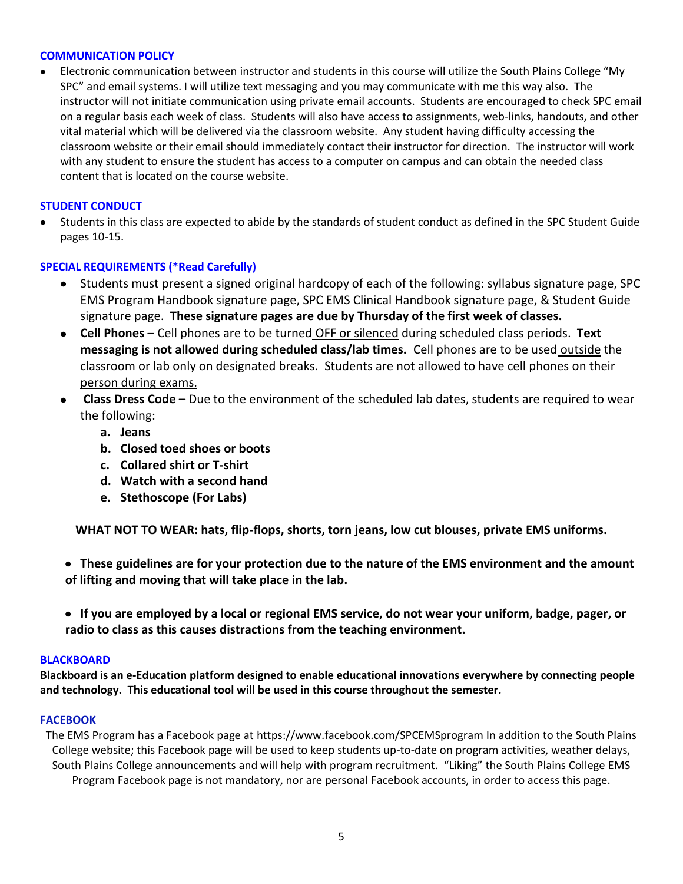## COMMUNICATION POLICY

- Electronic communication between instructor and students in this course will utilize the South Plains College "My SPC" and email systems. I will utilize text messaging and you may communicate with me this way also. The instructor will not initiate communication using private email accounts. Students are encouraged to check SPC email on a regular basis each week of class. Students will also have access to assignments, web-links, handouts, and other vital material which will be delivered via the classroom website. Any student having difficulty accessing the classroom website or their email should immediately contact their instructor for direction. The instructor will work with any student to ensure the student has access to a computer on campus and can obtain the needed class content that is located on the course website.

## STUDENT CONDUCT

- Students in this class are expected to abide by the standards of student conduct as defined in the SPC Student Guide pages 10-15.

## SPECIAL REQUIREMENTS (*Read Carefully)

- Students must present a signed original hardcopy of each of the following: syllabus signature page, SPC EMS Program Handbook signature page, SPC EMS Clinical Handbook signature page, & Student Guide signature page. **These signature pages are due by Thursday of the first week of classes.**
- **Cell Phones** – Cell phones are to be turned <u>OFF or silenced</u> during scheduled class periods. **Text messaging is not allowed during scheduled class/lab times.** Cell phones are to be used <u>outside</u> the classroom or lab only on designated breaks. <u>Students are not allowed to have cell phones on their person during exams.</u>
- **Class Dress Code –** Due to the environment of the scheduled lab dates, students are required to wear the following:
  a. **Jeans**
  b. **Closed toed shoes or boots**
  c. **Collared shirt or T-shirt**
  d. **Watch with a second hand**
  e. **Stethoscope (For Labs)**

**WHAT NOT TO WEAR: hats, flip-flops, shorts, torn jeans, low cut blouses, private EMS uniforms.**

- **These guidelines are for your protection due to the nature of the EMS environment and the amount of lifting and moving that will take place in the lab.**
- **If you are employed by a local or regional EMS service, do not wear your uniform, badge, pager, or radio to class as this causes distractions from the teaching environment.**

## BLACKBOARD

**Blackboard is an e-Education platform designed to enable educational innovations everywhere by connecting people and technology. This educational tool will be used in this course throughout the semester.**

## FACEBOOK

The EMS Program has a Facebook page at https://www.facebook.com/SPCEMSprogram In addition to the South Plains College website; this Facebook page will be used to keep students up-to-date on program activities, weather delays, South Plains College announcements and will help with program recruitment. "Liking" the South Plains College EMS Program Facebook page is not mandatory, nor are personal Facebook accounts, in order to access this page.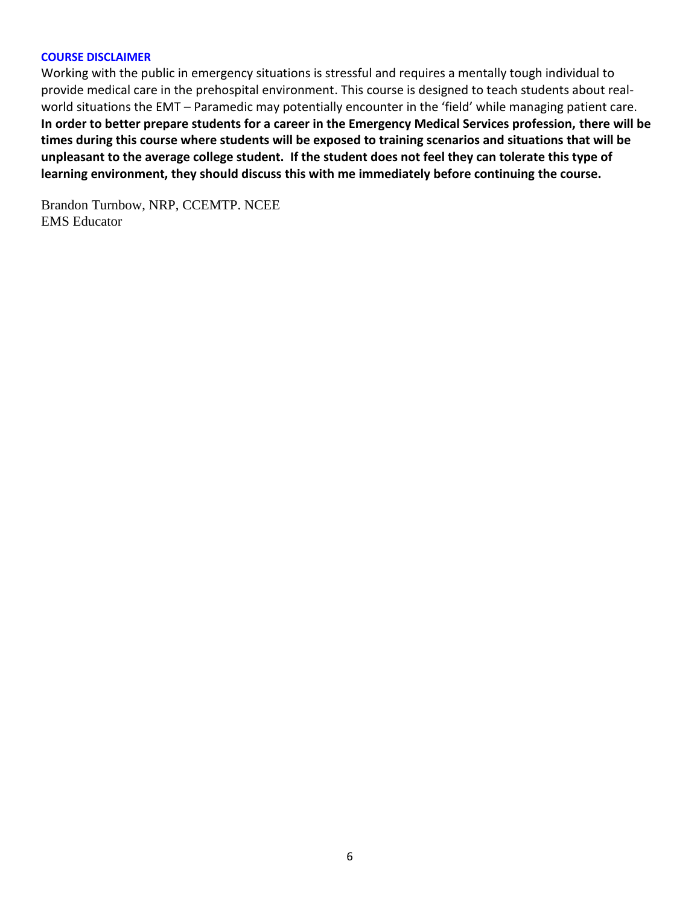### COURSE DISCLAIMER

Working with the public in emergency situations is stressful and requires a mentally tough individual to provide medical care in the prehospital environment. This course is designed to teach students about real-world situations the EMT – Paramedic may potentially encounter in the 'field' while managing patient care. **In order to better prepare students for a career in the Emergency Medical Services profession, there will be times during this course where students will be exposed to training scenarios and situations that will be unpleasant to the average college student. If the student does not feel they can tolerate this type of learning environment, they should discuss this with me immediately before continuing the course.**

Brandon Turnbow, NRP, CCEMTP. NCEE
EMS Educator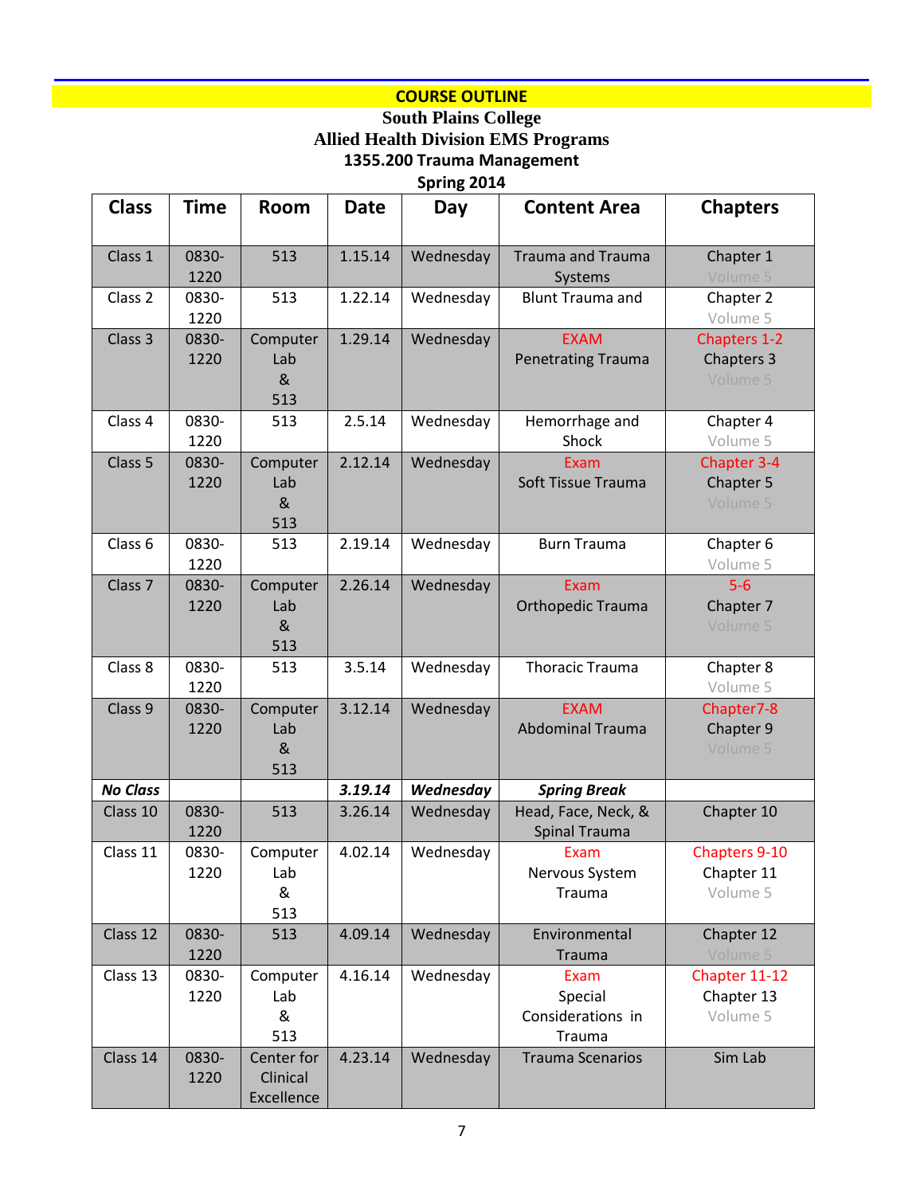## COURSE OUTLINE

**South Plains College**
**Allied Health Division EMS Programs**
**1355.200 Trauma Management**
**Spring 2014**

| Class | Time | Room | Date | Day | Content Area | Chapters |
|---|---|---|---|---|---|---|
| Class 1 | 0830-1220 | 513 | 1.15.14 | Wednesday | Trauma and Trauma Systems | Chapter 1 Volume 5 |
| Class 2 | 0830-1220 | 513 | 1.22.14 | Wednesday | Blunt Trauma and | Chapter 2 Volume 5 |
| Class 3 | 0830-1220 | Computer Lab & 513 | 1.29.14 | Wednesday | EXAM Penetrating Trauma | Chapters 1-2 Chapters 3 Volume 5 |
| Class 4 | 0830-1220 | 513 | 2.5.14 | Wednesday | Hemorrhage and Shock | Chapter 4 Volume 5 |
| Class 5 | 0830-1220 | Computer Lab & 513 | 2.12.14 | Wednesday | Exam Soft Tissue Trauma | Chapter 3-4 Chapter 5 Volume 5 |
| Class 6 | 0830-1220 | 513 | 2.19.14 | Wednesday | Burn Trauma | Chapter 6 Volume 5 |
| Class 7 | 0830-1220 | Computer Lab & 513 | 2.26.14 | Wednesday | Exam Orthopedic Trauma | 5-6 Chapter 7 Volume 5 |
| Class 8 | 0830-1220 | 513 | 3.5.14 | Wednesday | Thoracic Trauma | Chapter 8 Volume 5 |
| Class 9 | 0830-1220 | Computer Lab & 513 | 3.12.14 | Wednesday | EXAM Abdominal Trauma | Chapter7-8 Chapter 9 Volume 5 |
| ***No Class*** | | | ***3.19.14*** | ***Wednesday*** | ***Spring Break*** | |
| Class 10 | 0830-1220 | 513 | 3.26.14 | Wednesday | Head, Face, Neck, & Spinal Trauma | Chapter 10 |
| Class 11 | 0830-1220 | Computer Lab & 513 | 4.02.14 | Wednesday | Exam Nervous System Trauma | Chapters 9-10 Chapter 11 Volume 5 |
| Class 12 | 0830-1220 | 513 | 4.09.14 | Wednesday | Environmental Trauma | Chapter 12 Volume 5 |
| Class 13 | 0830-1220 | Computer Lab & 513 | 4.16.14 | Wednesday | Exam Special Considerations in Trauma | Chapter 11-12 Chapter 13 Volume 5 |
| Class 14 | 0830-1220 | Center for Clinical Excellence | 4.23.14 | Wednesday | Trauma Scenarios | Sim Lab |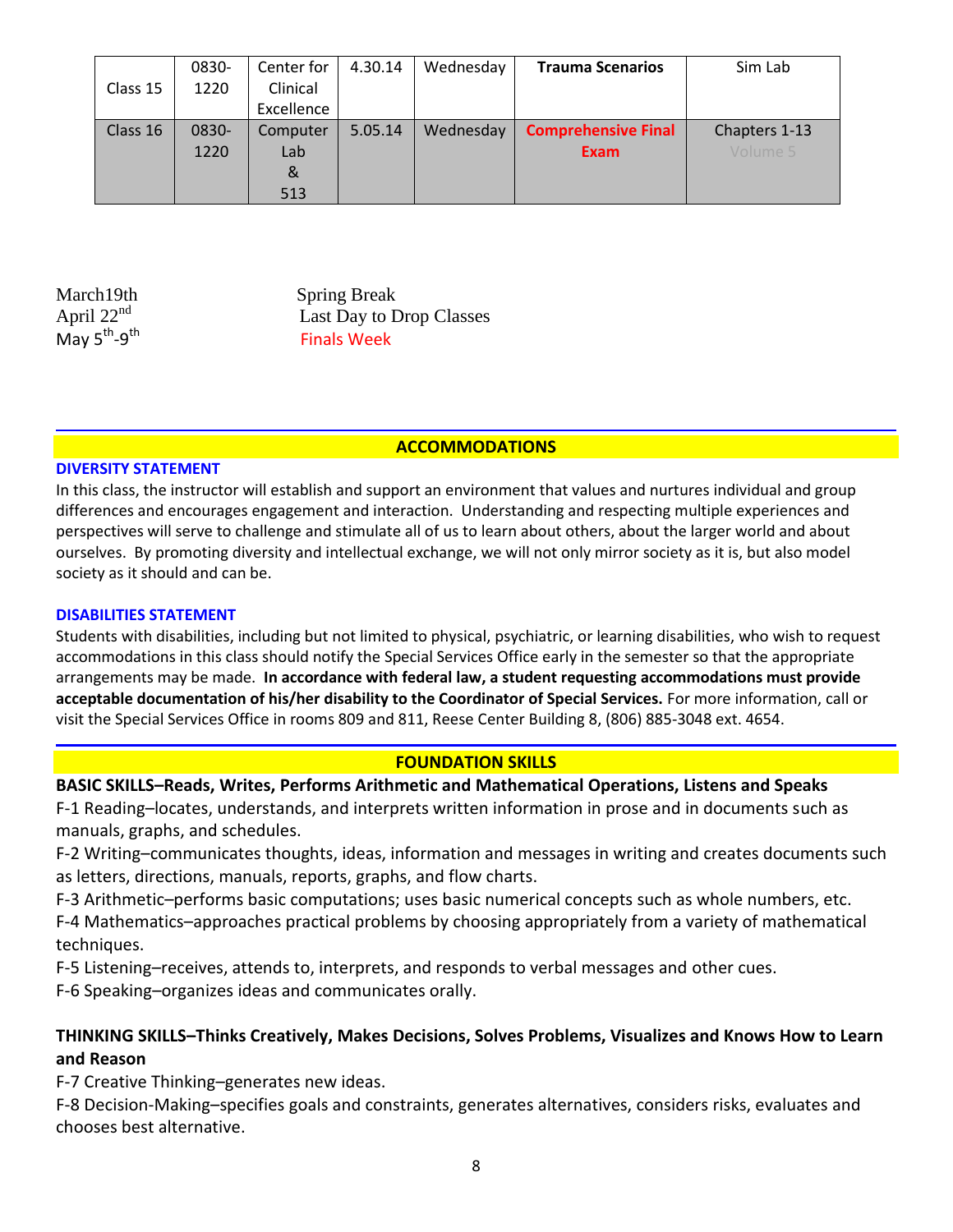| Class 15 | 0830-1220 | Center for Clinical Excellence | 4.30.14 | Wednesday | **Trauma Scenarios** | Sim Lab |
|---|---|---|---|---|---|---|
| Class 16 | 0830-1220 | Computer Lab & 513 | 5.05.14 | Wednesday | **Comprehensive Final Exam** | Chapters 1-13 Volume 5 |

March19th — Spring Break
April 22nd — Last Day to Drop Classes
May 5th-9th — Finals Week

## ACCOMMODATIONS

### DIVERSITY STATEMENT

In this class, the instructor will establish and support an environment that values and nurtures individual and group differences and encourages engagement and interaction. Understanding and respecting multiple experiences and perspectives will serve to challenge and stimulate all of us to learn about others, about the larger world and about ourselves. By promoting diversity and intellectual exchange, we will not only mirror society as it is, but also model society as it should and can be.

### DISABILITIES STATEMENT

Students with disabilities, including but not limited to physical, psychiatric, or learning disabilities, who wish to request accommodations in this class should notify the Special Services Office early in the semester so that the appropriate arrangements may be made. **In accordance with federal law, a student requesting accommodations must provide acceptable documentation of his/her disability to the Coordinator of Special Services.** For more information, call or visit the Special Services Office in rooms 809 and 811, Reese Center Building 8, (806) 885-3048 ext. 4654.

## FOUNDATION SKILLS

**BASIC SKILLS–Reads, Writes, Performs Arithmetic and Mathematical Operations, Listens and Speaks**

F-1 Reading–locates, understands, and interprets written information in prose and in documents such as manuals, graphs, and schedules.

F-2 Writing–communicates thoughts, ideas, information and messages in writing and creates documents such as letters, directions, manuals, reports, graphs, and flow charts.

F-3 Arithmetic–performs basic computations; uses basic numerical concepts such as whole numbers, etc.

F-4 Mathematics–approaches practical problems by choosing appropriately from a variety of mathematical techniques.

F-5 Listening–receives, attends to, interprets, and responds to verbal messages and other cues.

F-6 Speaking–organizes ideas and communicates orally.

**THINKING SKILLS–Thinks Creatively, Makes Decisions, Solves Problems, Visualizes and Knows How to Learn and Reason**

F-7 Creative Thinking–generates new ideas.

F-8 Decision-Making–specifies goals and constraints, generates alternatives, considers risks, evaluates and chooses best alternative.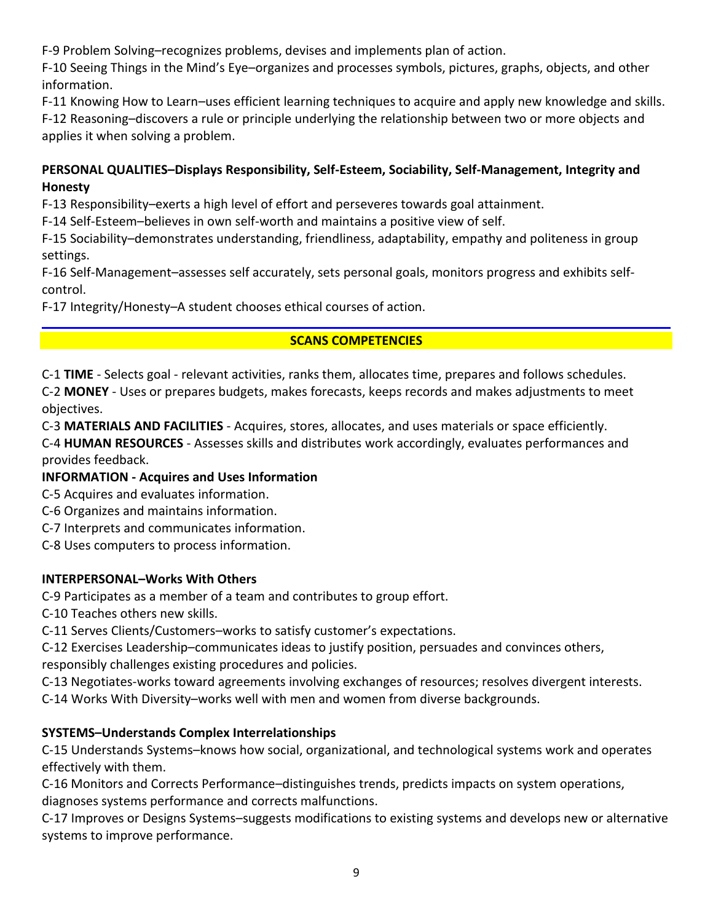F-9 Problem Solving–recognizes problems, devises and implements plan of action.

F-10 Seeing Things in the Mind's Eye–organizes and processes symbols, pictures, graphs, objects, and other information.

F-11 Knowing How to Learn–uses efficient learning techniques to acquire and apply new knowledge and skills.

F-12 Reasoning–discovers a rule or principle underlying the relationship between two or more objects and applies it when solving a problem.

**PERSONAL QUALITIES–Displays Responsibility, Self-Esteem, Sociability, Self-Management, Integrity and Honesty**

F-13 Responsibility–exerts a high level of effort and perseveres towards goal attainment.

F-14 Self-Esteem–believes in own self-worth and maintains a positive view of self.

F-15 Sociability–demonstrates understanding, friendliness, adaptability, empathy and politeness in group settings.

F-16 Self-Management–assesses self accurately, sets personal goals, monitors progress and exhibits self-control.

F-17 Integrity/Honesty–A student chooses ethical courses of action.

## SCANS COMPETENCIES

C-1 **TIME** - Selects goal - relevant activities, ranks them, allocates time, prepares and follows schedules.

C-2 **MONEY** - Uses or prepares budgets, makes forecasts, keeps records and makes adjustments to meet objectives.

C-3 **MATERIALS AND FACILITIES** - Acquires, stores, allocates, and uses materials or space efficiently.

C-4 **HUMAN RESOURCES** - Assesses skills and distributes work accordingly, evaluates performances and provides feedback.

**INFORMATION - Acquires and Uses Information**

C-5 Acquires and evaluates information.

C-6 Organizes and maintains information.

C-7 Interprets and communicates information.

C-8 Uses computers to process information.

**INTERPERSONAL–Works With Others**

C-9 Participates as a member of a team and contributes to group effort.

C-10 Teaches others new skills.

C-11 Serves Clients/Customers–works to satisfy customer's expectations.

C-12 Exercises Leadership–communicates ideas to justify position, persuades and convinces others, responsibly challenges existing procedures and policies.

C-13 Negotiates-works toward agreements involving exchanges of resources; resolves divergent interests.

C-14 Works With Diversity–works well with men and women from diverse backgrounds.

**SYSTEMS–Understands Complex Interrelationships**

C-15 Understands Systems–knows how social, organizational, and technological systems work and operates effectively with them.

C-16 Monitors and Corrects Performance–distinguishes trends, predicts impacts on system operations, diagnoses systems performance and corrects malfunctions.

C-17 Improves or Designs Systems–suggests modifications to existing systems and develops new or alternative systems to improve performance.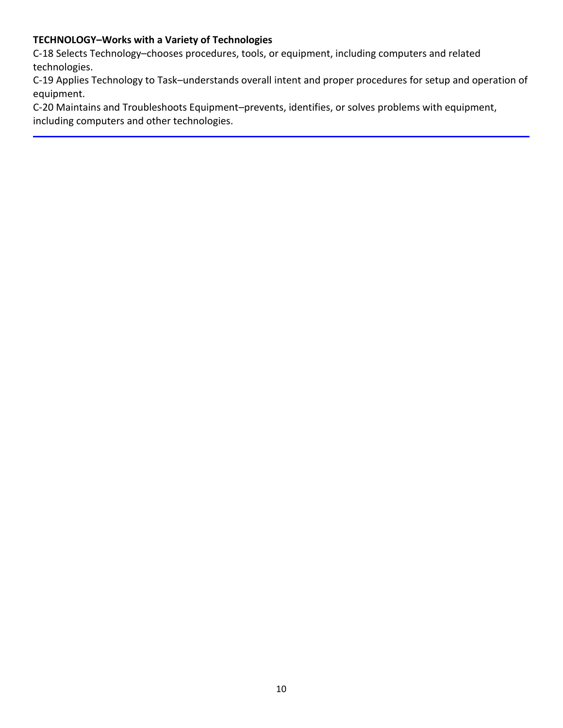**TECHNOLOGY–Works with a Variety of Technologies**

C-18 Selects Technology–chooses procedures, tools, or equipment, including computers and related technologies.

C-19 Applies Technology to Task–understands overall intent and proper procedures for setup and operation of equipment.

C-20 Maintains and Troubleshoots Equipment–prevents, identifies, or solves problems with equipment, including computers and other technologies.

---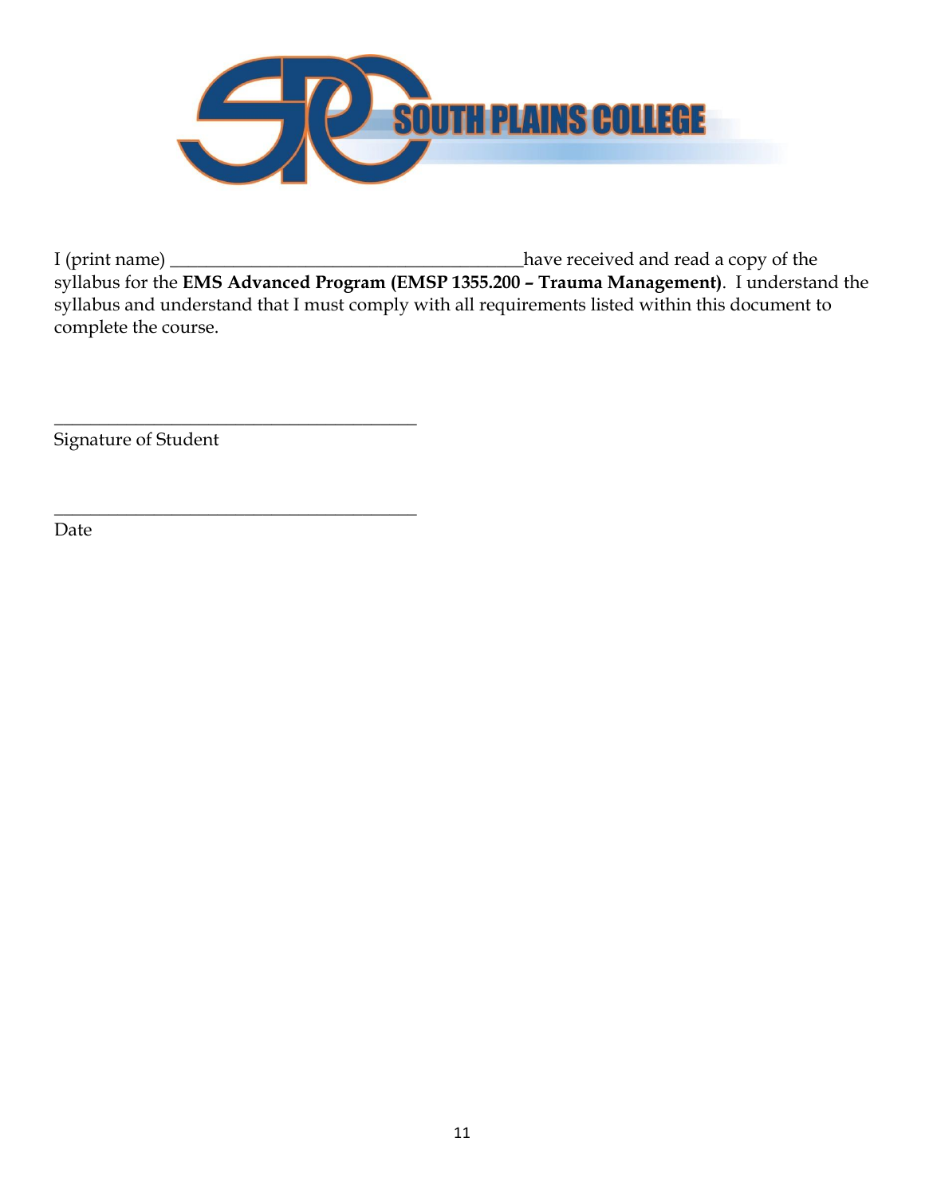SOUTH PLAINS COLLEGE

I (print name) ________________________________________have received and read a copy of the syllabus for the **EMS Advanced Program (EMSP 1355.200 – Trauma Management)**. I understand the syllabus and understand that I must comply with all requirements listed within this document to complete the course.

__________________________________________
Signature of Student

__________________________________________
Date